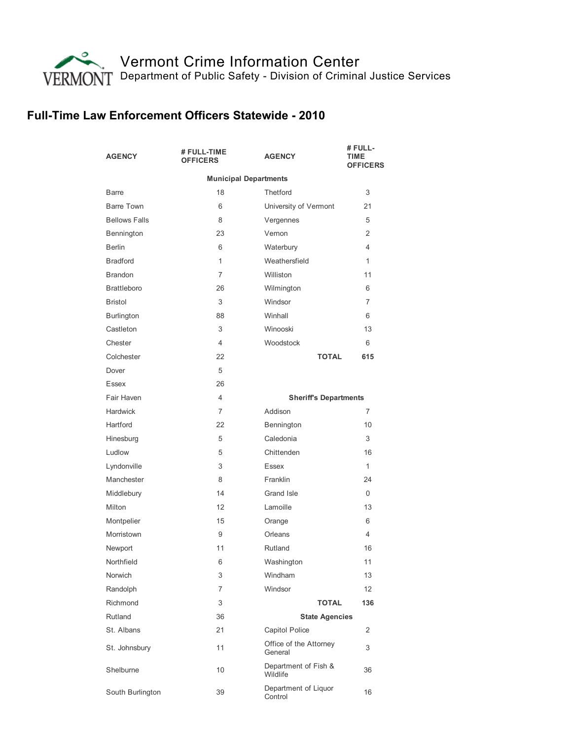# Vermont Crime Information Center

Department of Public Safety - Division of Criminal Justice Services

## Full-Time Law Enforcement Officers Statewide - 2010

| AGENCY | # FULL-TIME OFFICERS | AGENCY | # FULL-TIME OFFICERS |
|---|---|---|---|
| **Municipal Departments** | | | |
| Barre | 18 | Thetford | 3 |
| Barre Town | 6 | University of Vermont | 21 |
| Bellows Falls | 8 | Vergennes | 5 |
| Bennington | 23 | Vernon | 2 |
| Berlin | 6 | Waterbury | 4 |
| Bradford | 1 | Weathersfield | 1 |
| Brandon | 7 | Williston | 11 |
| Brattleboro | 26 | Wilmington | 6 |
| Bristol | 3 | Windsor | 7 |
| Burlington | 88 | Winhall | 6 |
| Castleton | 3 | Winooski | 13 |
| Chester | 4 | Woodstock | 6 |
| Colchester | 22 | **TOTAL** | **615** |
| Dover | 5 | | |
| Essex | 26 | | |
| Fair Haven | 4 | **Sheriff's Departments** | |
| Hardwick | 7 | Addison | 7 |
| Hartford | 22 | Bennington | 10 |
| Hinesburg | 5 | Caledonia | 3 |
| Ludlow | 5 | Chittenden | 16 |
| Lyndonville | 3 | Essex | 1 |
| Manchester | 8 | Franklin | 24 |
| Middlebury | 14 | Grand Isle | 0 |
| Milton | 12 | Lamoille | 13 |
| Montpelier | 15 | Orange | 6 |
| Morristown | 9 | Orleans | 4 |
| Newport | 11 | Rutland | 16 |
| Northfield | 6 | Washington | 11 |
| Norwich | 3 | Windham | 13 |
| Randolph | 7 | Windsor | 12 |
| Richmond | 3 | **TOTAL** | **136** |
| Rutland | 36 | **State Agencies** | |
| St. Albans | 21 | Capitol Police | 2 |
| St. Johnsbury | 11 | Office of the Attorney General | 3 |
| Shelburne | 10 | Department of Fish & Wildlife | 36 |
| South Burlington | 39 | Department of Liquor Control | 16 |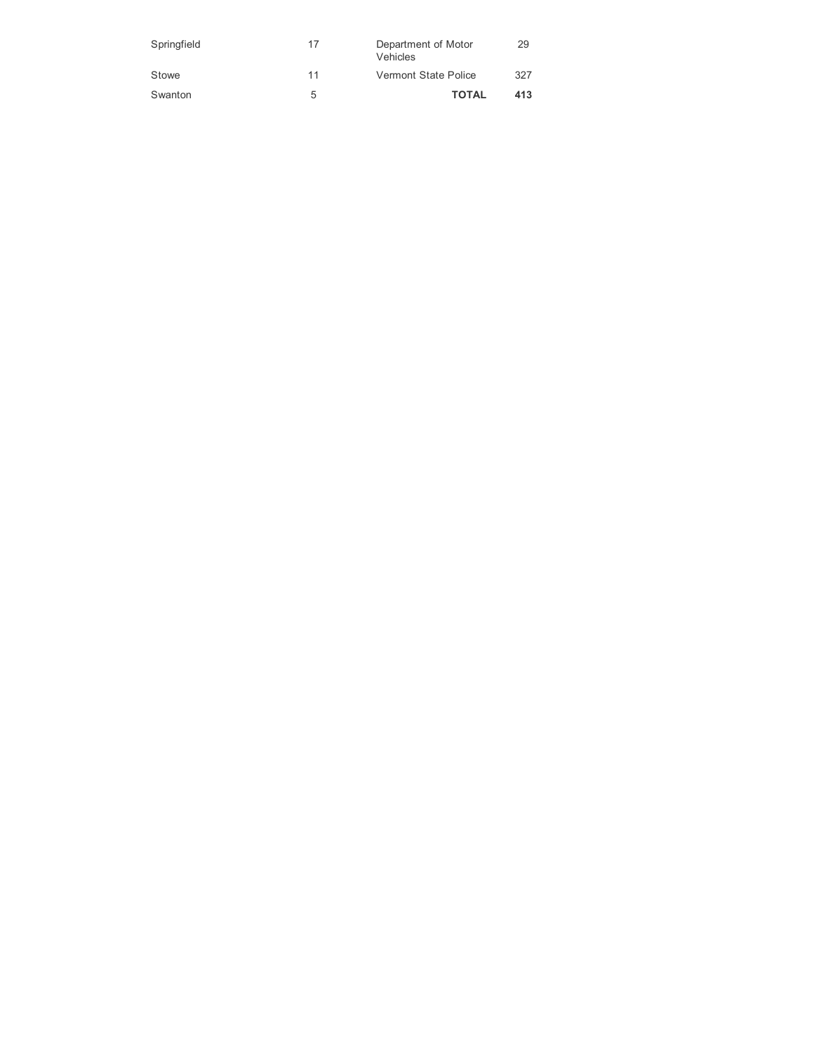| | | | |
|---|---|---|---|
| Springfield | 17 | Department of Motor Vehicles | 29 |
| Stowe | 11 | Vermont State Police | 327 |
| Swanton | 5 | **TOTAL** | **413** |